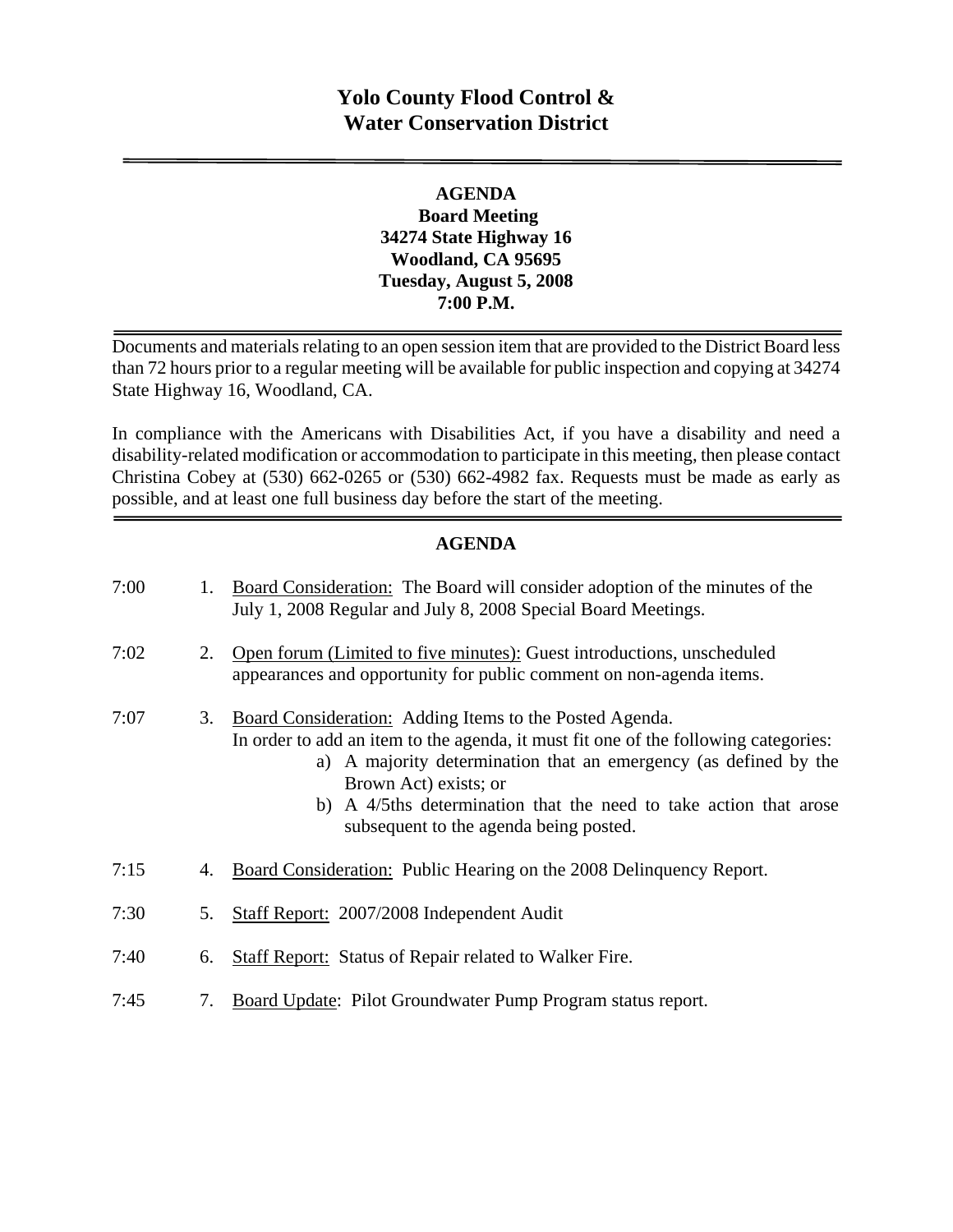# Yolo County Flood Control & Water Conservation District

**AGENDA**
**Board Meeting**
**34274 State Highway 16**
**Woodland, CA 95695**
**Tuesday, August 5, 2008**
**7:00 P.M.**

Documents and materials relating to an open session item that are provided to the District Board less than 72 hours prior to a regular meeting will be available for public inspection and copying at 34274 State Highway 16, Woodland, CA.

In compliance with the Americans with Disabilities Act, if you have a disability and need a disability-related modification or accommodation to participate in this meeting, then please contact Christina Cobey at (530) 662-0265 or (530) 662-4982 fax. Requests must be made as early as possible, and at least one full business day before the start of the meeting.

## AGENDA

7:00 1. Board Consideration: The Board will consider adoption of the minutes of the July 1, 2008 Regular and July 8, 2008 Special Board Meetings.

7:02 2. Open forum (Limited to five minutes): Guest introductions, unscheduled appearances and opportunity for public comment on non-agenda items.

7:07 3. Board Consideration: Adding Items to the Posted Agenda.
In order to add an item to the agenda, it must fit one of the following categories:
   a) A majority determination that an emergency (as defined by the Brown Act) exists; or
   b) A 4/5ths determination that the need to take action that arose subsequent to the agenda being posted.

7:15 4. Board Consideration: Public Hearing on the 2008 Delinquency Report.

7:30 5. Staff Report: 2007/2008 Independent Audit

7:40 6. Staff Report: Status of Repair related to Walker Fire.

7:45 7. Board Update: Pilot Groundwater Pump Program status report.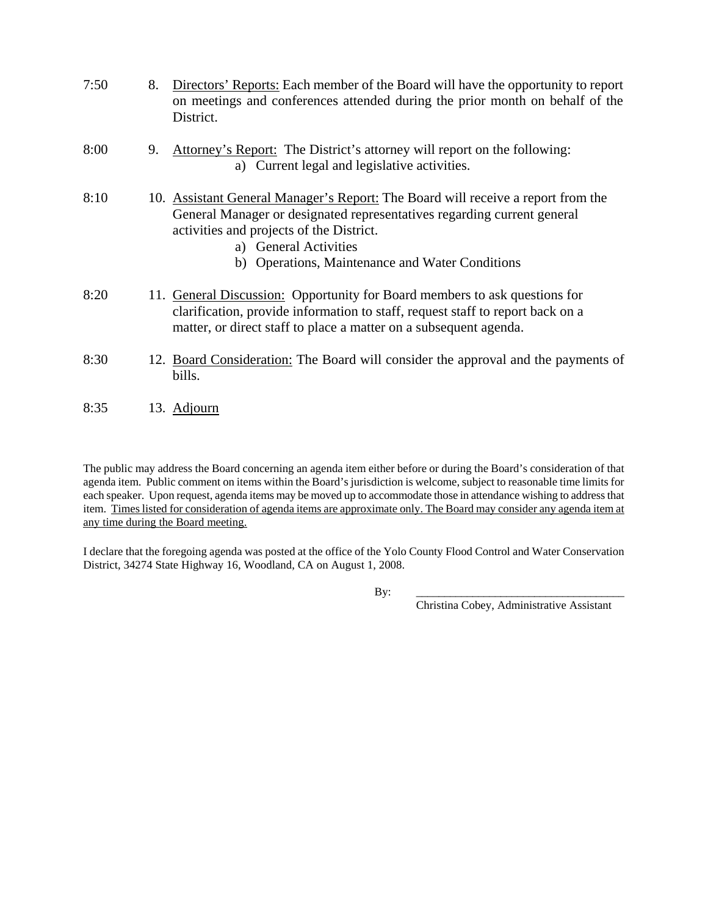7:50 8. <u>Directors' Reports:</u> Each member of the Board will have the opportunity to report on meetings and conferences attended during the prior month on behalf of the District.

8:00 9. <u>Attorney's Report:</u> The District's attorney will report on the following:
   a) Current legal and legislative activities.

8:10 10. <u>Assistant General Manager's Report:</u> The Board will receive a report from the General Manager or designated representatives regarding current general activities and projects of the District.
   a) General Activities
   b) Operations, Maintenance and Water Conditions

8:20 11. <u>General Discussion:</u> Opportunity for Board members to ask questions for clarification, provide information to staff, request staff to report back on a matter, or direct staff to place a matter on a subsequent agenda.

8:30 12. <u>Board Consideration:</u> The Board will consider the approval and the payments of bills.

8:35 13. <u>Adjourn</u>

The public may address the Board concerning an agenda item either before or during the Board's consideration of that agenda item. Public comment on items within the Board's jurisdiction is welcome, subject to reasonable time limits for each speaker. Upon request, agenda items may be moved up to accommodate those in attendance wishing to address that item. <u>Times listed for consideration of agenda items are approximate only. The Board may consider any agenda item at any time during the Board meeting.</u>

I declare that the foregoing agenda was posted at the office of the Yolo County Flood Control and Water Conservation District, 34274 State Highway 16, Woodland, CA on August 1, 2008.

By: ___________________________________
Christina Cobey, Administrative Assistant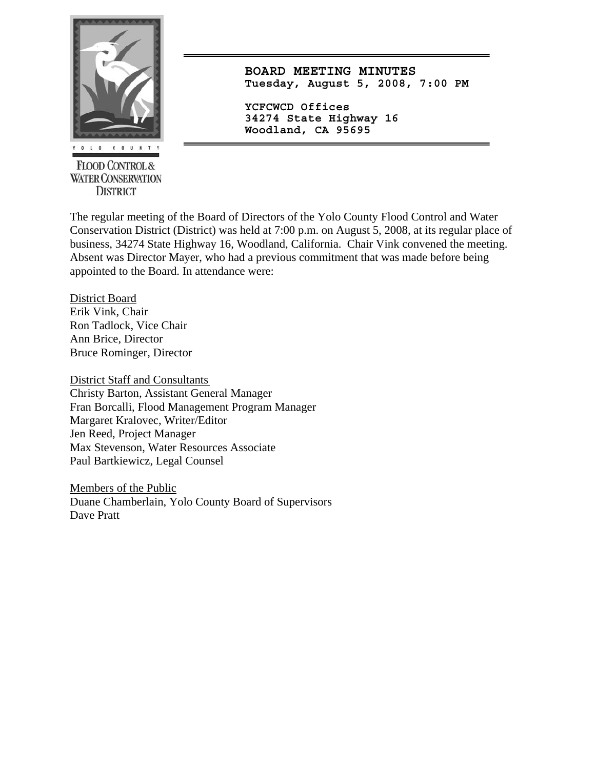YOLO COUNTY

FLOOD CONTROL & WATER CONSERVATION DISTRICT

**BOARD MEETING MINUTES**
**Tuesday, August 5, 2008, 7:00 PM**

**YCFCWCD Offices**
**34274 State Highway 16**
**Woodland, CA 95695**

The regular meeting of the Board of Directors of the Yolo County Flood Control and Water Conservation District (District) was held at 7:00 p.m. on August 5, 2008, at its regular place of business, 34274 State Highway 16, Woodland, California. Chair Vink convened the meeting. Absent was Director Mayer, who had a previous commitment that was made before being appointed to the Board. In attendance were:

<u>District Board</u>
Erik Vink, Chair
Ron Tadlock, Vice Chair
Ann Brice, Director
Bruce Rominger, Director

<u>District Staff and Consultants</u>
Christy Barton, Assistant General Manager
Fran Borcalli, Flood Management Program Manager
Margaret Kralovec, Writer/Editor
Jen Reed, Project Manager
Max Stevenson, Water Resources Associate
Paul Bartkiewicz, Legal Counsel

<u>Members of the Public</u>
Duane Chamberlain, Yolo County Board of Supervisors
Dave Pratt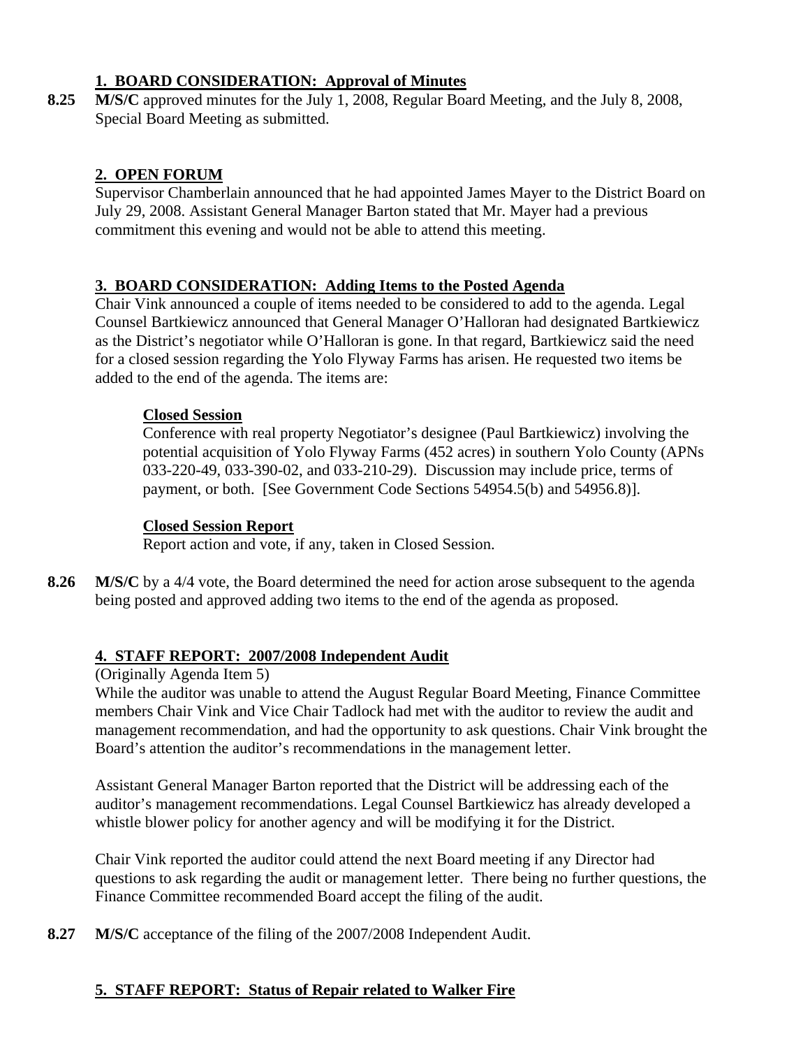### 1. BOARD CONSIDERATION: Approval of Minutes

**8.25** **M/S/C** approved minutes for the July 1, 2008, Regular Board Meeting, and the July 8, 2008, Special Board Meeting as submitted.

### 2. OPEN FORUM

Supervisor Chamberlain announced that he had appointed James Mayer to the District Board on July 29, 2008. Assistant General Manager Barton stated that Mr. Mayer had a previous commitment this evening and would not be able to attend this meeting.

### 3. BOARD CONSIDERATION: Adding Items to the Posted Agenda

Chair Vink announced a couple of items needed to be considered to add to the agenda. Legal Counsel Bartkiewicz announced that General Manager O'Halloran had designated Bartkiewicz as the District's negotiator while O'Halloran is gone. In that regard, Bartkiewicz said the need for a closed session regarding the Yolo Flyway Farms has arisen. He requested two items be added to the end of the agenda. The items are:

**Closed Session**

Conference with real property Negotiator's designee (Paul Bartkiewicz) involving the potential acquisition of Yolo Flyway Farms (452 acres) in southern Yolo County (APNs 033-220-49, 033-390-02, and 033-210-29). Discussion may include price, terms of payment, or both. [See Government Code Sections 54954.5(b) and 54956.8)].

**Closed Session Report**

Report action and vote, if any, taken in Closed Session.

**8.26** **M/S/C** by a 4/4 vote, the Board determined the need for action arose subsequent to the agenda being posted and approved adding two items to the end of the agenda as proposed.

### 4. STAFF REPORT: 2007/2008 Independent Audit

(Originally Agenda Item 5)

While the auditor was unable to attend the August Regular Board Meeting, Finance Committee members Chair Vink and Vice Chair Tadlock had met with the auditor to review the audit and management recommendation, and had the opportunity to ask questions. Chair Vink brought the Board's attention the auditor's recommendations in the management letter.

Assistant General Manager Barton reported that the District will be addressing each of the auditor's management recommendations. Legal Counsel Bartkiewicz has already developed a whistle blower policy for another agency and will be modifying it for the District.

Chair Vink reported the auditor could attend the next Board meeting if any Director had questions to ask regarding the audit or management letter. There being no further questions, the Finance Committee recommended Board accept the filing of the audit.

**8.27** **M/S/C** acceptance of the filing of the 2007/2008 Independent Audit.

### 5. STAFF REPORT: Status of Repair related to Walker Fire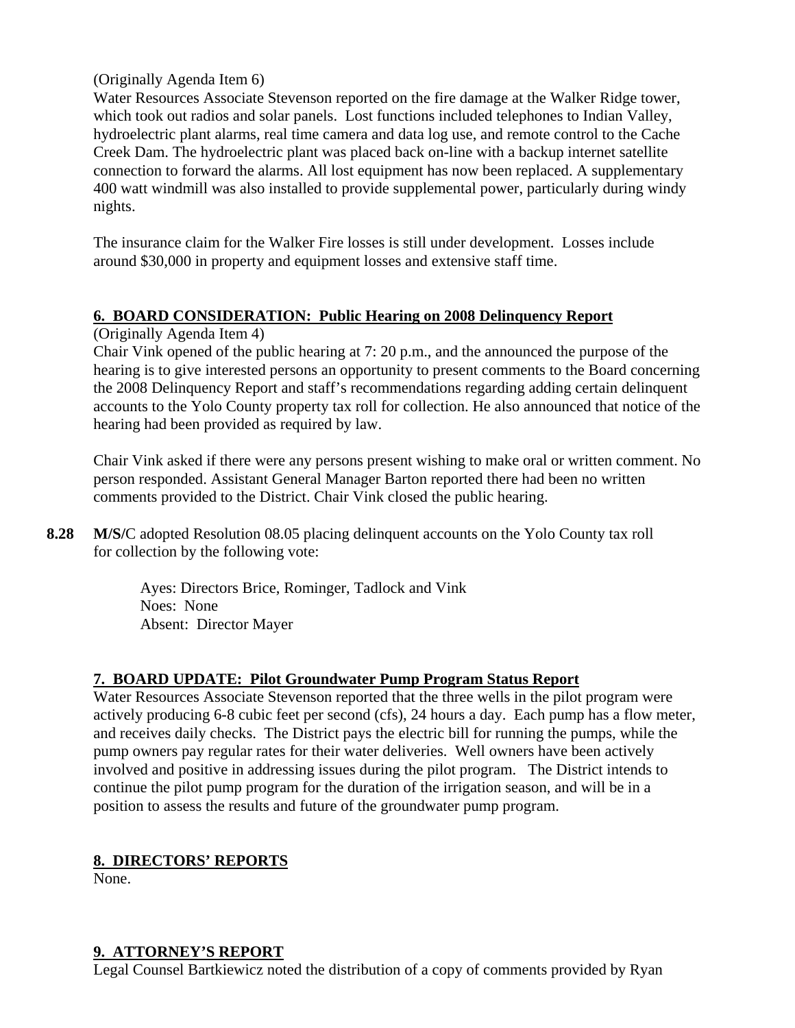(Originally Agenda Item 6)
Water Resources Associate Stevenson reported on the fire damage at the Walker Ridge tower, which took out radios and solar panels. Lost functions included telephones to Indian Valley, hydroelectric plant alarms, real time camera and data log use, and remote control to the Cache Creek Dam. The hydroelectric plant was placed back on-line with a backup internet satellite connection to forward the alarms. All lost equipment has now been replaced. A supplementary 400 watt windmill was also installed to provide supplemental power, particularly during windy nights.

The insurance claim for the Walker Fire losses is still under development. Losses include around $30,000 in property and equipment losses and extensive staff time.

## 6. BOARD CONSIDERATION: Public Hearing on 2008 Delinquency Report

(Originally Agenda Item 4)
Chair Vink opened of the public hearing at 7: 20 p.m., and the announced the purpose of the hearing is to give interested persons an opportunity to present comments to the Board concerning the 2008 Delinquency Report and staff's recommendations regarding adding certain delinquent accounts to the Yolo County property tax roll for collection. He also announced that notice of the hearing had been provided as required by law.

Chair Vink asked if there were any persons present wishing to make oral or written comment. No person responded. Assistant General Manager Barton reported there had been no written comments provided to the District. Chair Vink closed the public hearing.

**8.28** **M/S/**C adopted Resolution 08.05 placing delinquent accounts on the Yolo County tax roll for collection by the following vote:

Ayes: Directors Brice, Rominger, Tadlock and Vink
Noes: None
Absent: Director Mayer

## 7. BOARD UPDATE: Pilot Groundwater Pump Program Status Report

Water Resources Associate Stevenson reported that the three wells in the pilot program were actively producing 6-8 cubic feet per second (cfs), 24 hours a day. Each pump has a flow meter, and receives daily checks. The District pays the electric bill for running the pumps, while the pump owners pay regular rates for their water deliveries. Well owners have been actively involved and positive in addressing issues during the pilot program. The District intends to continue the pilot pump program for the duration of the irrigation season, and will be in a position to assess the results and future of the groundwater pump program.

## 8. DIRECTORS' REPORTS

None.

## 9. ATTORNEY'S REPORT

Legal Counsel Bartkiewicz noted the distribution of a copy of comments provided by Ryan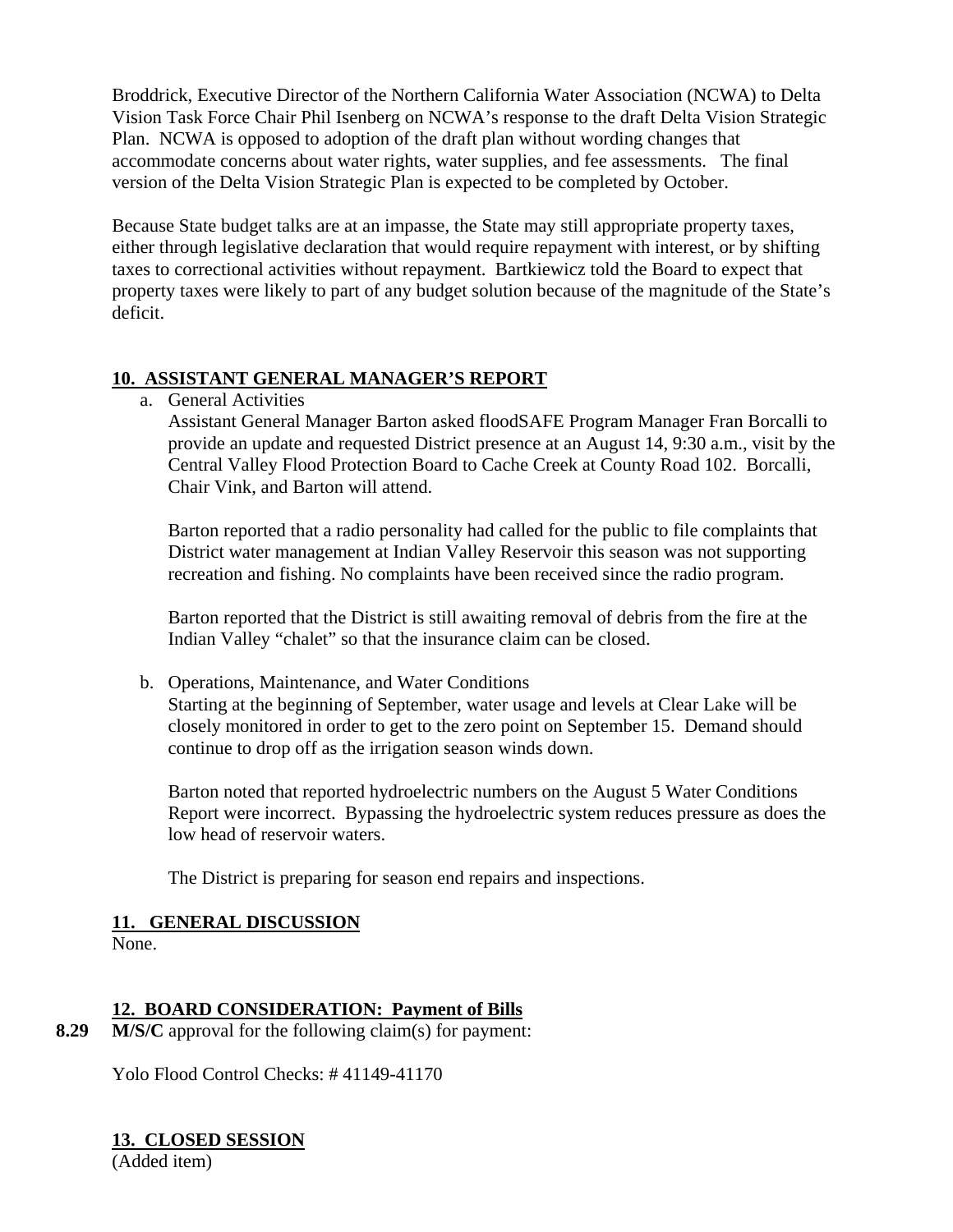Broddrick, Executive Director of the Northern California Water Association (NCWA) to Delta Vision Task Force Chair Phil Isenberg on NCWA's response to the draft Delta Vision Strategic Plan. NCWA is opposed to adoption of the draft plan without wording changes that accommodate concerns about water rights, water supplies, and fee assessments. The final version of the Delta Vision Strategic Plan is expected to be completed by October.

Because State budget talks are at an impasse, the State may still appropriate property taxes, either through legislative declaration that would require repayment with interest, or by shifting taxes to correctional activities without repayment. Bartkiewicz told the Board to expect that property taxes were likely to part of any budget solution because of the magnitude of the State's deficit.

## 10. ASSISTANT GENERAL MANAGER'S REPORT

a. General Activities

   Assistant General Manager Barton asked floodSAFE Program Manager Fran Borcalli to provide an update and requested District presence at an August 14, 9:30 a.m., visit by the Central Valley Flood Protection Board to Cache Creek at County Road 102. Borcalli, Chair Vink, and Barton will attend.

   Barton reported that a radio personality had called for the public to file complaints that District water management at Indian Valley Reservoir this season was not supporting recreation and fishing. No complaints have been received since the radio program.

   Barton reported that the District is still awaiting removal of debris from the fire at the Indian Valley "chalet" so that the insurance claim can be closed.

b. Operations, Maintenance, and Water Conditions

   Starting at the beginning of September, water usage and levels at Clear Lake will be closely monitored in order to get to the zero point on September 15. Demand should continue to drop off as the irrigation season winds down.

   Barton noted that reported hydroelectric numbers on the August 5 Water Conditions Report were incorrect. Bypassing the hydroelectric system reduces pressure as does the low head of reservoir waters.

   The District is preparing for season end repairs and inspections.

## 11. GENERAL DISCUSSION

None.

## 12. BOARD CONSIDERATION: Payment of Bills

**8.29** **M/S/C** approval for the following claim(s) for payment:

Yolo Flood Control Checks: # 41149-41170

## 13. CLOSED SESSION

(Added item)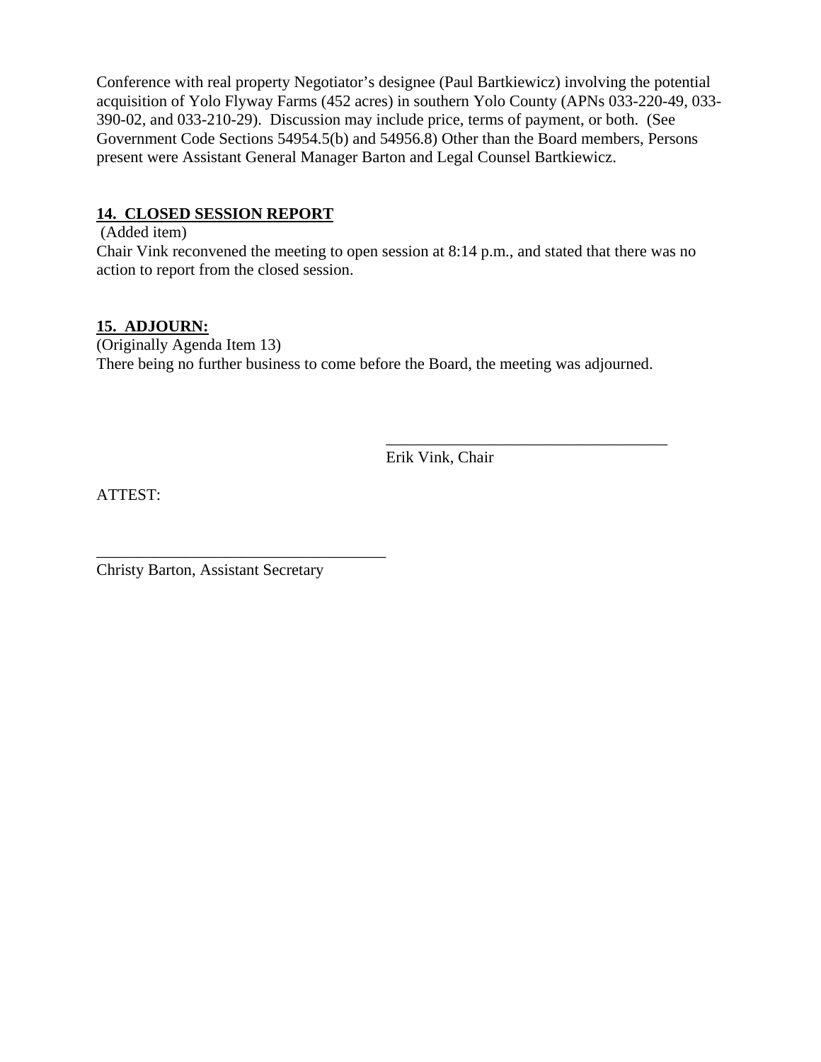Conference with real property Negotiator's designee (Paul Bartkiewicz) involving the potential acquisition of Yolo Flyway Farms (452 acres) in southern Yolo County (APNs 033-220-49, 033-390-02, and 033-210-29). Discussion may include price, terms of payment, or both. (See Government Code Sections 54954.5(b) and 54956.8) Other than the Board members, Persons present were Assistant General Manager Barton and Legal Counsel Bartkiewicz.

**14. CLOSED SESSION REPORT**

(Added item)

Chair Vink reconvened the meeting to open session at 8:14 p.m., and stated that there was no action to report from the closed session.

**15. ADJOURN:**

(Originally Agenda Item 13)

There being no further business to come before the Board, the meeting was adjourned.

\_\_\_\_\_\_\_\_\_\_\_\_\_\_\_\_\_\_\_\_\_\_\_\_\_\_\_\_\_\_\_\_\_\_\_\_

Erik Vink, Chair

ATTEST:

\_\_\_\_\_\_\_\_\_\_\_\_\_\_\_\_\_\_\_\_\_\_\_\_\_\_\_\_\_\_\_\_\_\_\_\_

Christy Barton, Assistant Secretary